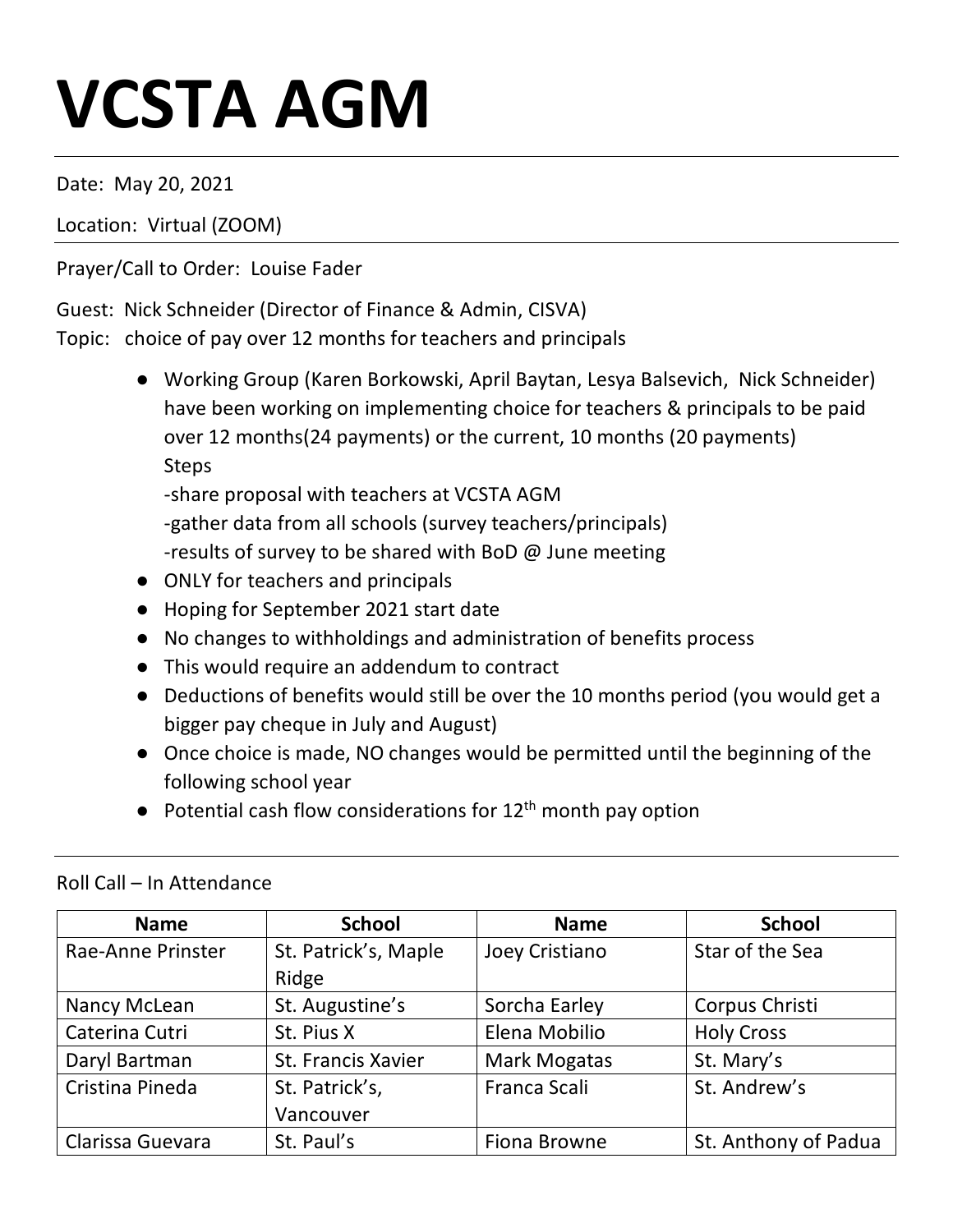# VCSTA AGM

Date: May 20, 2021

Location: Virtual (ZOOM)

Prayer/Call to Order: Louise Fader

Guest: Nick Schneider (Director of Finance & Admin, CISVA)
Topic: choice of pay over 12 months for teachers and principals

- Working Group (Karen Borkowski, April Baytan, Lesya Balsevich, Nick Schneider) have been working on implementing choice for teachers & principals to be paid over 12 months(24 payments) or the current, 10 months (20 payments)
  Steps
  -share proposal with teachers at VCSTA AGM
  -gather data from all schools (survey teachers/principals)
  -results of survey to be shared with BoD @ June meeting
- ONLY for teachers and principals
- Hoping for September 2021 start date
- No changes to withholdings and administration of benefits process
- This would require an addendum to contract
- Deductions of benefits would still be over the 10 months period (you would get a bigger pay cheque in July and August)
- Once choice is made, NO changes would be permitted until the beginning of the following school year
- Potential cash flow considerations for 12$^{th}$ month pay option

Roll Call – In Attendance

| Name | School | Name | School |
|---|---|---|---|
| Rae-Anne Prinster | St. Patrick's, Maple Ridge | Joey Cristiano | Star of the Sea |
| Nancy McLean | St. Augustine's | Sorcha Earley | Corpus Christi |
| Caterina Cutri | St. Pius X | Elena Mobilio | Holy Cross |
| Daryl Bartman | St. Francis Xavier | Mark Mogatas | St. Mary's |
| Cristina Pineda | St. Patrick's, Vancouver | Franca Scali | St. Andrew's |
| Clarissa Guevara | St. Paul's | Fiona Browne | St. Anthony of Padua |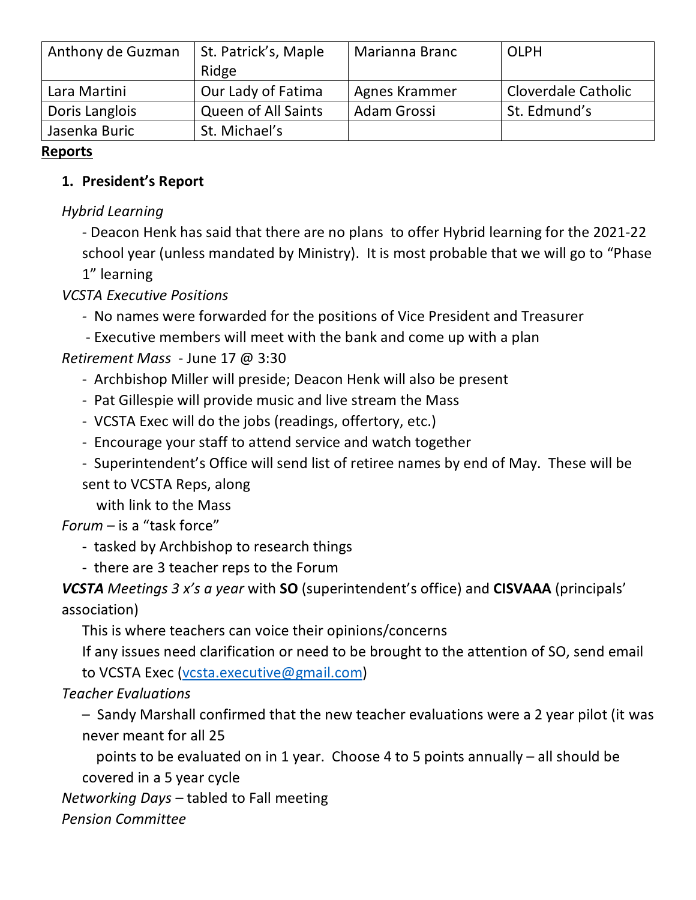| Anthony de Guzman | St. Patrick's, Maple Ridge | Marianna Branc | OLPH |
|---|---|---|---|
| Lara Martini | Our Lady of Fatima | Agnes Krammer | Cloverdale Catholic |
| Doris Langlois | Queen of All Saints | Adam Grossi | St. Edmund's |
| Jasenka Buric | St. Michael's | | |

**Reports**

1. **President's Report**

*Hybrid Learning*

- Deacon Henk has said that there are no plans to offer Hybrid learning for the 2021-22 school year (unless mandated by Ministry). It is most probable that we will go to "Phase 1" learning

*VCSTA Executive Positions*

- No names were forwarded for the positions of Vice President and Treasurer
- Executive members will meet with the bank and come up with a plan

*Retirement Mass* - June 17 @ 3:30

- Archbishop Miller will preside; Deacon Henk will also be present
- Pat Gillespie will provide music and live stream the Mass
- VCSTA Exec will do the jobs (readings, offertory, etc.)
- Encourage your staff to attend service and watch together
- Superintendent's Office will send list of retiree names by end of May. These will be sent to VCSTA Reps, along with link to the Mass

*Forum* – is a "task force"

- tasked by Archbishop to research things
- there are 3 teacher reps to the Forum

***VCSTA** Meetings 3 x's a year* with **SO** (superintendent's office) and **CISVAAA** (principals' association)

This is where teachers can voice their opinions/concerns

If any issues need clarification or need to be brought to the attention of SO, send email to VCSTA Exec (vcsta.executive@gmail.com)

*Teacher Evaluations*

– Sandy Marshall confirmed that the new teacher evaluations were a 2 year pilot (it was never meant for all 25 points to be evaluated on in 1 year. Choose 4 to 5 points annually – all should be covered in a 5 year cycle

*Networking Days* – tabled to Fall meeting

*Pension Committee*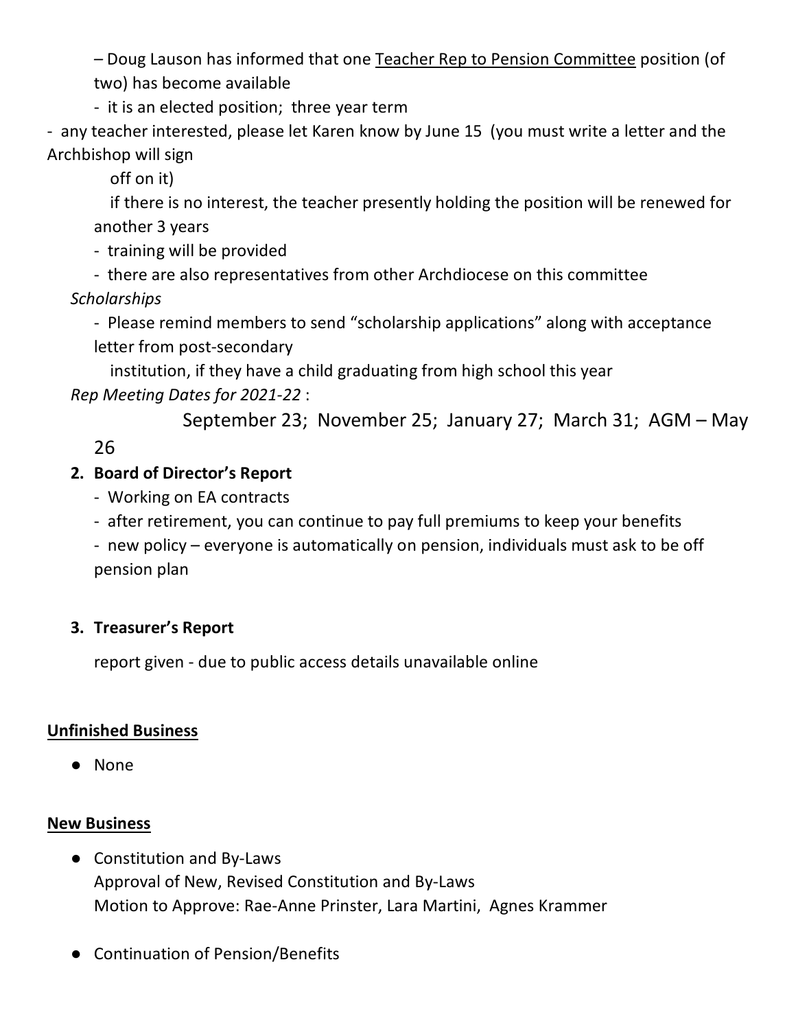– Doug Lauson has informed that one <u>Teacher Rep to Pension Committee</u> position (of two) has become available

- it is an elected position; three year term
- any teacher interested, please let Karen know by June 15 (you must write a letter and the Archbishop will sign off on it)

  if there is no interest, the teacher presently holding the position will be renewed for another 3 years

- training will be provided
- there are also representatives from other Archdiocese on this committee

*Scholarships*

- Please remind members to send "scholarship applications" along with acceptance letter from post-secondary institution, if they have a child graduating from high school this year

*Rep Meeting Dates for 2021-22* :

September 23; November 25; January 27; March 31; AGM – May 26

2. **Board of Director's Report**
   - Working on EA contracts
   - after retirement, you can continue to pay full premiums to keep your benefits
   - new policy – everyone is automatically on pension, individuals must ask to be off pension plan

3. **Treasurer's Report**

   report given - due to public access details unavailable online

## <u>Unfinished Business</u>

- None

## <u>New Business</u>

- Constitution and By-Laws
  Approval of New, Revised Constitution and By-Laws
  Motion to Approve: Rae-Anne Prinster, Lara Martini, Agnes Krammer

- Continuation of Pension/Benefits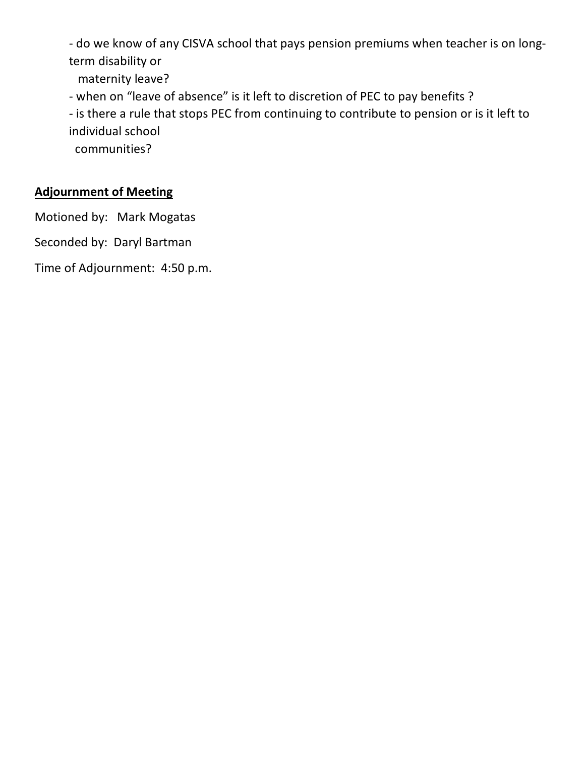- do we know of any CISVA school that pays pension premiums when teacher is on long-term disability or maternity leave?
- when on "leave of absence" is it left to discretion of PEC to pay benefits ?
- is there a rule that stops PEC from continuing to contribute to pension or is it left to individual school communities?

**<u>Adjournment of Meeting</u>**

Motioned by: Mark Mogatas

Seconded by: Daryl Bartman

Time of Adjournment: 4:50 p.m.